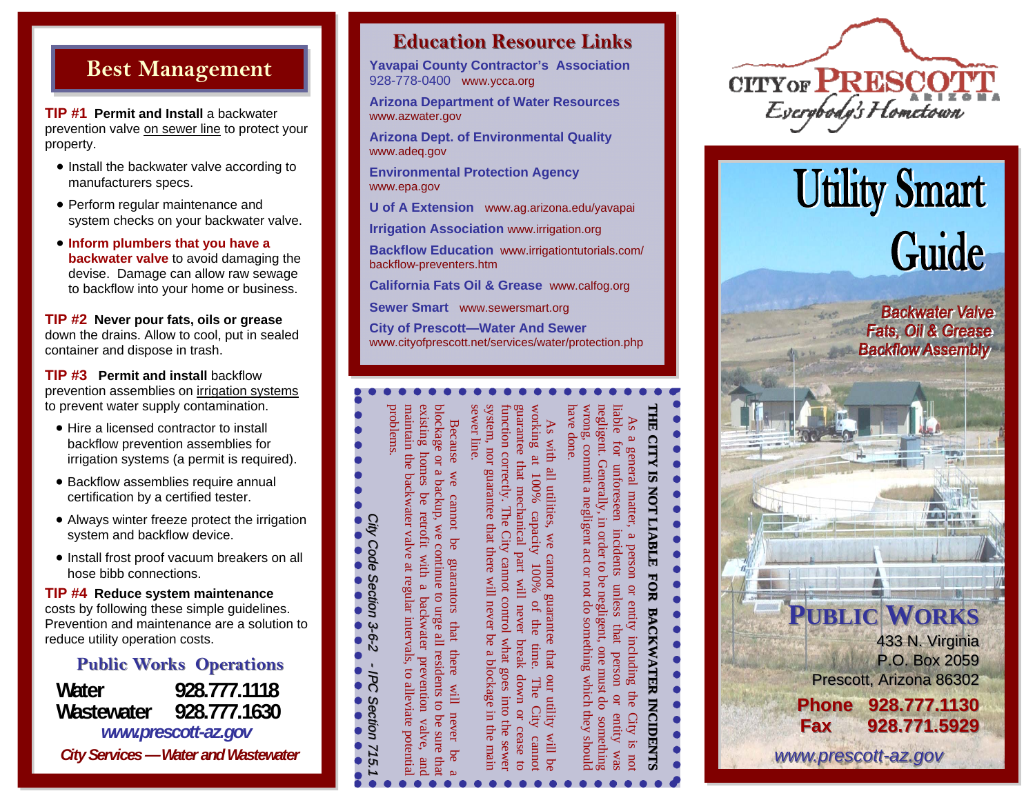## Best Management

**TIP #1** **Permit and Install** a backwater prevention valve on sewer line to protect your property.

- Install the backwater valve according to manufacturers specs.
- Perform regular maintenance and system checks on your backwater valve.
- **Inform plumbers that you have a backwater valve** to avoid damaging the devise. Damage can allow raw sewage to backflow into your home or business.

**TIP #2** **Never pour fats, oils or grease** down the drains. Allow to cool, put in sealed container and dispose in trash.

**TIP #3** **Permit and install** backflow prevention assemblies on irrigation systems to prevent water supply contamination.

- Hire a licensed contractor to install backflow prevention assemblies for irrigation systems (a permit is required).
- Backflow assemblies require annual certification by a certified tester.
- Always winter freeze protect the irrigation system and backflow device.
- Install frost proof vacuum breakers on all hose bibb connections.

**TIP #4** **Reduce system maintenance** costs by following these simple guidelines. Prevention and maintenance are a solution to reduce utility operation costs.

### Public Works Operations

**Water** 928.777.1118
**Wastewater** 928.777.1630

*www.prescott-az.gov*

*City Services —Water and Wastewater*

## Education Resource Links

**Yavapai County Contractor's Association**
928-778-0400 www.ycca.org

**Arizona Department of Water Resources**
www.azwater.gov

**Arizona Dept. of Environmental Quality**
www.adeq.gov

**Environmental Protection Agency**
www.epa.gov

**U of A Extension** www.ag.arizona.edu/yavapai

**Irrigation Association** www.irrigation.org

**Backflow Education** www.irrigationtutorials.com/backflow-preventers.htm

**California Fats Oil & Grease** www.calfog.org

**Sewer Smart** www.sewersmart.org

**City of Prescott—Water And Sewer**
www.cityofprescott.net/services/water/protection.php

### THE CITY IS NOT LIABLE FOR BACKWATER INCIDENTS

As a general matter, a person or entity including the City is not liable for unforeseen incidents unless that person or entity was negligent. Generally, in order to be negligent, one must do something wrong, commit a negligent act or not do something which they should have done.

As with all utilities, we cannot guarantee that our utility will be working at 100% capacity 100% of the time. The City cannot guarantee that mechanical part will never break down or cease to function correctly. The City cannot control what goes into the sewer system, nor guarantee that there will never be a blockage in the main sewer line.

Because we cannot be guarantors that there will never be a blockage or a backup, we continue to urge all residents to be sure that existing homes be retrofit with a backwater prevention valve, and maintain the backwater valve at regular intervals, to alleviate potential problems.

*City Code Section 3-6-2 - IPC Section 715.1*

CITY OF PRESCOTT ARIZONA
*Everybody's Hometown*

# Utility Smart Guide

***Backwater Valve***
***Fats, Oil & Grease***
***Backflow Assembly***

## PUBLIC WORKS

433 N. Virginia
P.O. Box 2059
Prescott, Arizona 86302

**Phone** 928.777.1130
**Fax** 928.771.5929

*www.prescott-az.gov*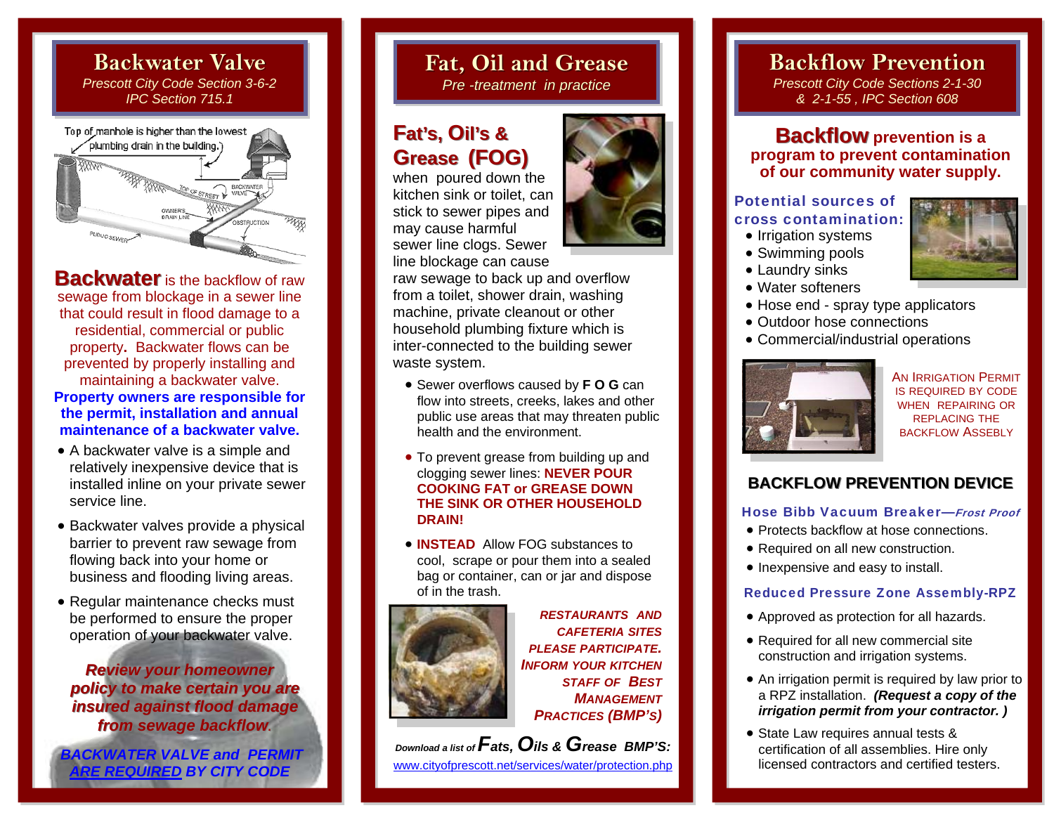## Backwater Valve

*Prescott City Code Section 3-6-2*
*IPC Section 715.1*

Top of manhole is higher than the lowest plumbing drain in the building.

BACKWATER VALVE

TOP OF STREET

OWNER'S DRAIN LINE

OBSTRUCTION

PUBLIC SEWER

**Backwater** is the backflow of raw sewage from blockage in a sewer line that could result in flood damage to a residential, commercial or public property**.** Backwater flows can be prevented by properly installing and maintaining a backwater valve.

**Property owners are responsible for the permit, installation and annual maintenance of a backwater valve.**

- A backwater valve is a simple and relatively inexpensive device that is installed inline on your private sewer service line.
- Backwater valves provide a physical barrier to prevent raw sewage from flowing back into your home or business and flooding living areas.
- Regular maintenance checks must be performed to ensure the proper operation of your backwater valve.

***Review your homeowner policy to make certain you are insured against flood damage from sewage backflow***.

***BACKWATER VALVE and PERMIT ARE REQUIRED BY CITY CODE***

## Fat, Oil and Grease

*Pre -treatment in practice*

### Fat's, Oil's & Grease (FOG)

when poured down the kitchen sink or toilet, can stick to sewer pipes and may cause harmful sewer line clogs. Sewer line blockage can cause raw sewage to back up and overflow from a toilet, shower drain, washing machine, private cleanout or other household plumbing fixture which is inter-connected to the building sewer waste system.

- Sewer overflows caused by **F O G** can flow into streets, creeks, lakes and other public use areas that may threaten public health and the environment.
- To prevent grease from building up and clogging sewer lines: **NEVER POUR COOKING FAT or GREASE DOWN THE SINK OR OTHER HOUSEHOLD DRAIN!**
- **INSTEAD** Allow FOG substances to cool, scrape or pour them into a sealed bag or container, can or jar and dispose of in the trash.

***RESTAURANTS AND CAFETERIA SITES PLEASE PARTICIPATE. INFORM YOUR KITCHEN STAFF OF BEST MANAGEMENT PRACTICES (BMP'S)***

***Download a list of Fats, Oils & Grease BMP'S:***

www.cityofprescott.net/services/water/protection.php

## Backflow Prevention

*Prescott City Code Sections 2-1-30 & 2-1-55 , IPC Section 608*

**Backflow prevention is a program to prevent contamination of our community water supply.**

**Potential sources of cross contamination:**

- Irrigation systems
- Swimming pools
- Laundry sinks
- Water softeners
- Hose end - spray type applicators
- Outdoor hose connections
- Commercial/industrial operations

AN IRRIGATION PERMIT IS REQUIRED BY CODE WHEN REPAIRING OR REPLACING THE BACKFLOW ASSEBLY

### BACKFLOW PREVENTION DEVICE

**Hose Bibb Vacuum Breaker—*Frost Proof***

- Protects backflow at hose connections.
- Required on all new construction.
- Inexpensive and easy to install.

**Reduced Pressure Zone Assembly-RPZ**

- Approved as protection for all hazards.
- Required for all new commercial site construction and irrigation systems.
- An irrigation permit is required by law prior to a RPZ installation. ***(Request a copy of the irrigation permit from your contractor. )***
- State Law requires annual tests & certification of all assemblies. Hire only licensed contractors and certified testers.